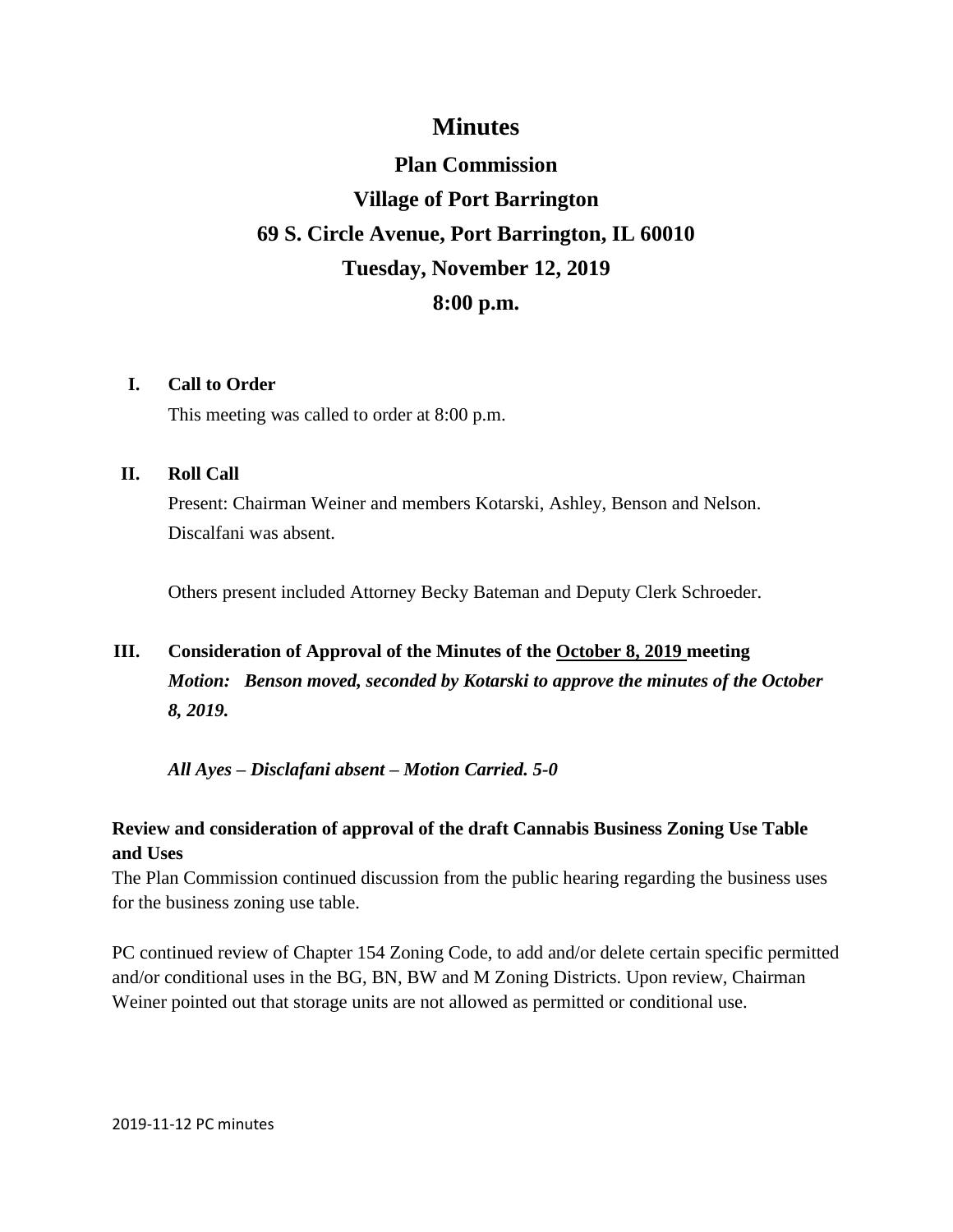# Minutes

## Plan Commission

## Village of Port Barrington

## 69 S. Circle Avenue, Port Barrington, IL 60010

## Tuesday, November 12, 2019

## 8:00 p.m.

**I. Call to Order**

This meeting was called to order at 8:00 p.m.

**II. Roll Call**

Present: Chairman Weiner and members Kotarski, Ashley, Benson and Nelson. Discalfani was absent.

Others present included Attorney Becky Bateman and Deputy Clerk Schroeder.

**III. Consideration of Approval of the Minutes of the October 8, 2019 meeting**

***Motion: Benson moved, seconded by Kotarski to approve the minutes of the October 8, 2019.***

***All Ayes – Disclafani absent – Motion Carried. 5-0***

**Review and consideration of approval of the draft Cannabis Business Zoning Use Table and Uses**

The Plan Commission continued discussion from the public hearing regarding the business uses for the business zoning use table.

PC continued review of Chapter 154 Zoning Code, to add and/or delete certain specific permitted and/or conditional uses in the BG, BN, BW and M Zoning Districts. Upon review, Chairman Weiner pointed out that storage units are not allowed as permitted or conditional use.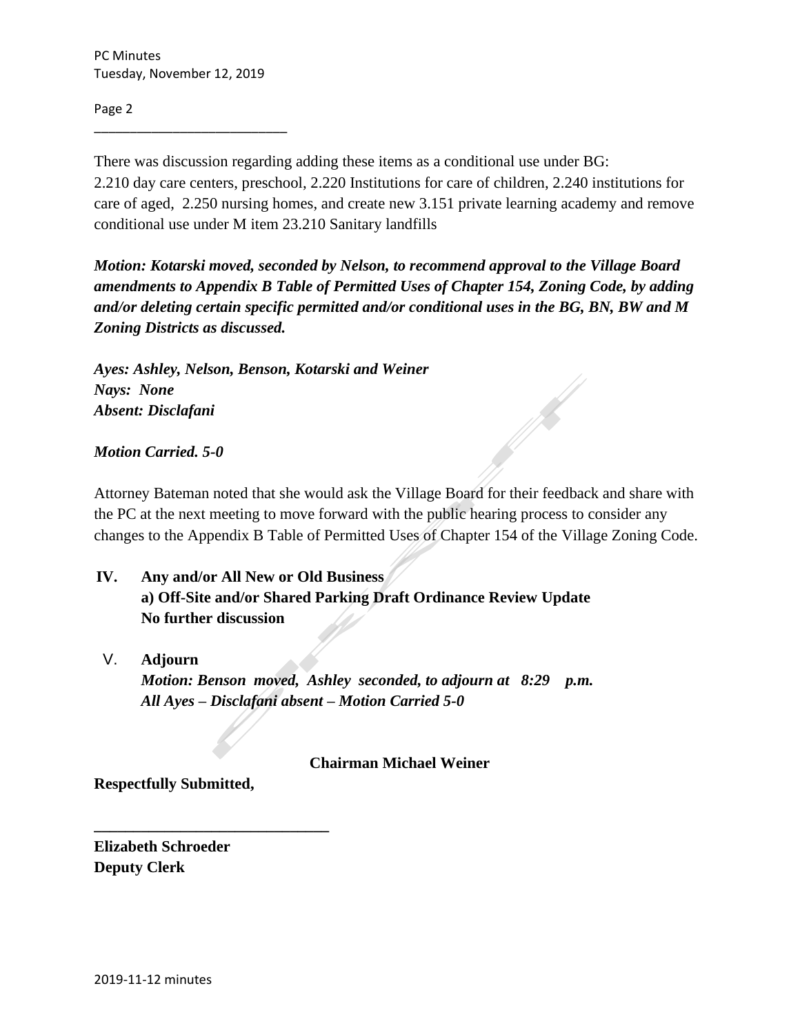There was discussion regarding adding these items as a conditional use under BG: 2.210 day care centers, preschool, 2.220 Institutions for care of children, 2.240 institutions for care of aged, 2.250 nursing homes, and create new 3.151 private learning academy and remove conditional use under M item 23.210 Sanitary landfills

***Motion: Kotarski moved, seconded by Nelson, to recommend approval to the Village Board amendments to Appendix B Table of Permitted Uses of Chapter 154, Zoning Code, by adding and/or deleting certain specific permitted and/or conditional uses in the BG, BN, BW and M Zoning Districts as discussed.***

***Ayes: Ashley, Nelson, Benson, Kotarski and Weiner***
***Nays: None***
***Absent: Disclafani***

***Motion Carried. 5-0***

Attorney Bateman noted that she would ask the Village Board for their feedback and share with the PC at the next meeting to move forward with the public hearing process to consider any changes to the Appendix B Table of Permitted Uses of Chapter 154 of the Village Zoning Code.

**IV. Any and/or All New or Old Business**
**a) Off-Site and/or Shared Parking Draft Ordinance Review Update**
**No further discussion**

**V. Adjourn**
***Motion: Benson moved, Ashley seconded, to adjourn at 8:29 p.m.***
***All Ayes – Disclafani absent – Motion Carried 5-0***

**Chairman Michael Weiner**

**Respectfully Submitted,**

**\_\_\_\_\_\_\_\_\_\_\_\_\_\_\_\_\_\_\_\_\_\_\_\_\_\_\_\_\_\_**

**Elizabeth Schroeder**
**Deputy Clerk**